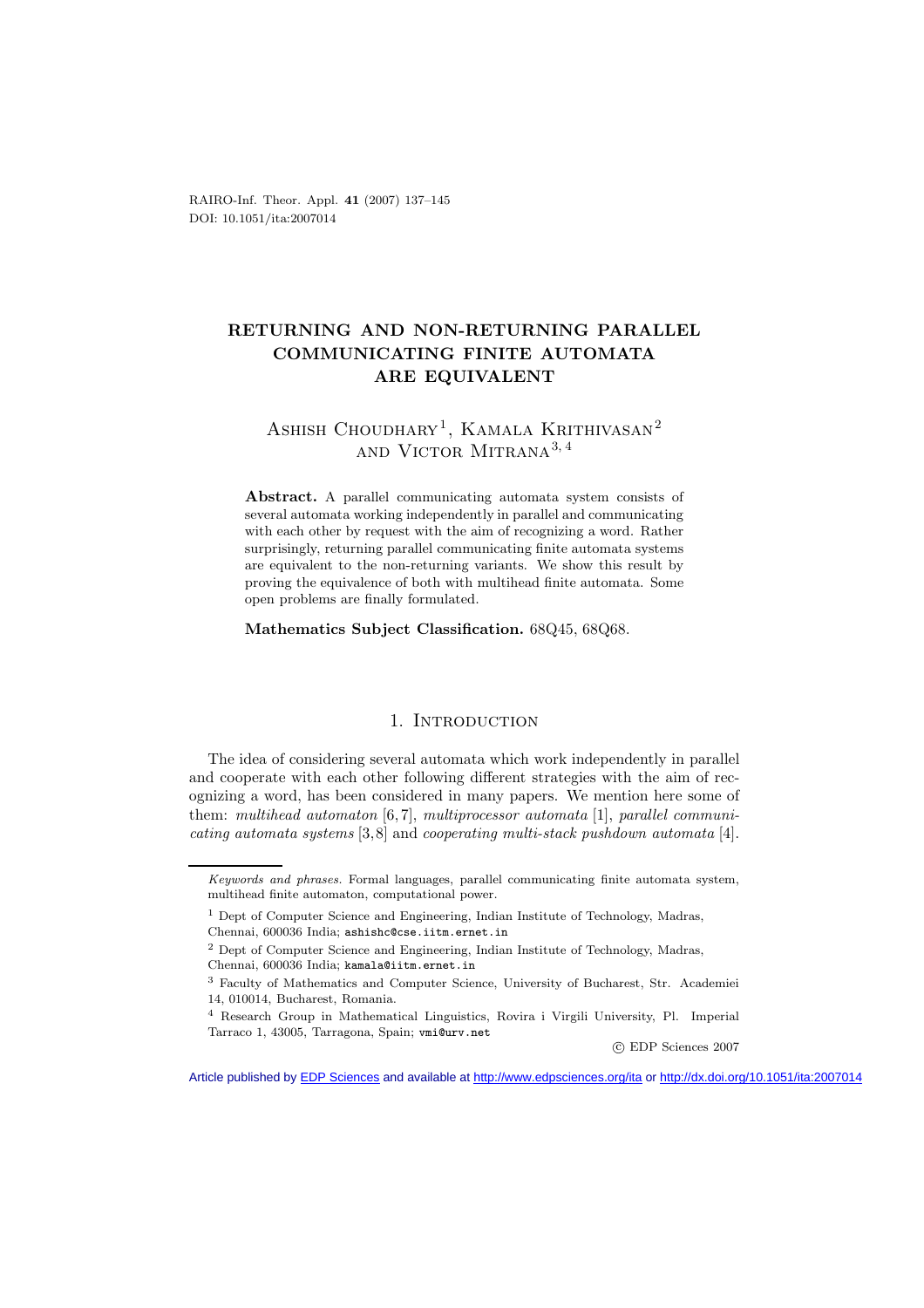# RETURNING AND NON-RETURNING PARALLEL COMMUNICATING FINITE AUTOMATA ARE EQUIVALENT

Ashish Choudhary[1], Kamala Krithivasan[2] and Victor Mitrana[3,4]

**Abstract.** A parallel communicating automata system consists of several automata working independently in parallel and communicating with each other by request with the aim of recognizing a word. Rather surprisingly, returning parallel communicating finite automata systems are equivalent to the non-returning variants. We show this result by proving the equivalence of both with multihead finite automata. Some open problems are finally formulated.

**Mathematics Subject Classification.** 68Q45, 68Q68.

## 1. Introduction

The idea of considering several automata which work independently in parallel and cooperate with each other following different strategies with the aim of recognizing a word, has been considered in many papers. We mention here some of them: *multihead automaton* [6,7], *multiprocessor automata* [1], *parallel communicating automata systems* [3,8] and *cooperating multi-stack pushdown automata* [4].

---

*Keywords and phrases.* Formal languages, parallel communicating finite automata system, multihead finite automaton, computational power.

[1] Dept of Computer Science and Engineering, Indian Institute of Technology, Madras, Chennai, 600036 India; ashishc@cse.iitm.ernet.in

[2] Dept of Computer Science and Engineering, Indian Institute of Technology, Madras, Chennai, 600036 India; kamala@iitm.ernet.in

[3] Faculty of Mathematics and Computer Science, University of Bucharest, Str. Academiei 14, 010014, Bucharest, Romania.

[4] Research Group in Mathematical Linguistics, Rovira i Virgili University, Pl. Imperial Tarraco 1, 43005, Tarragona, Spain; vmi@urv.net

© EDP Sciences 2007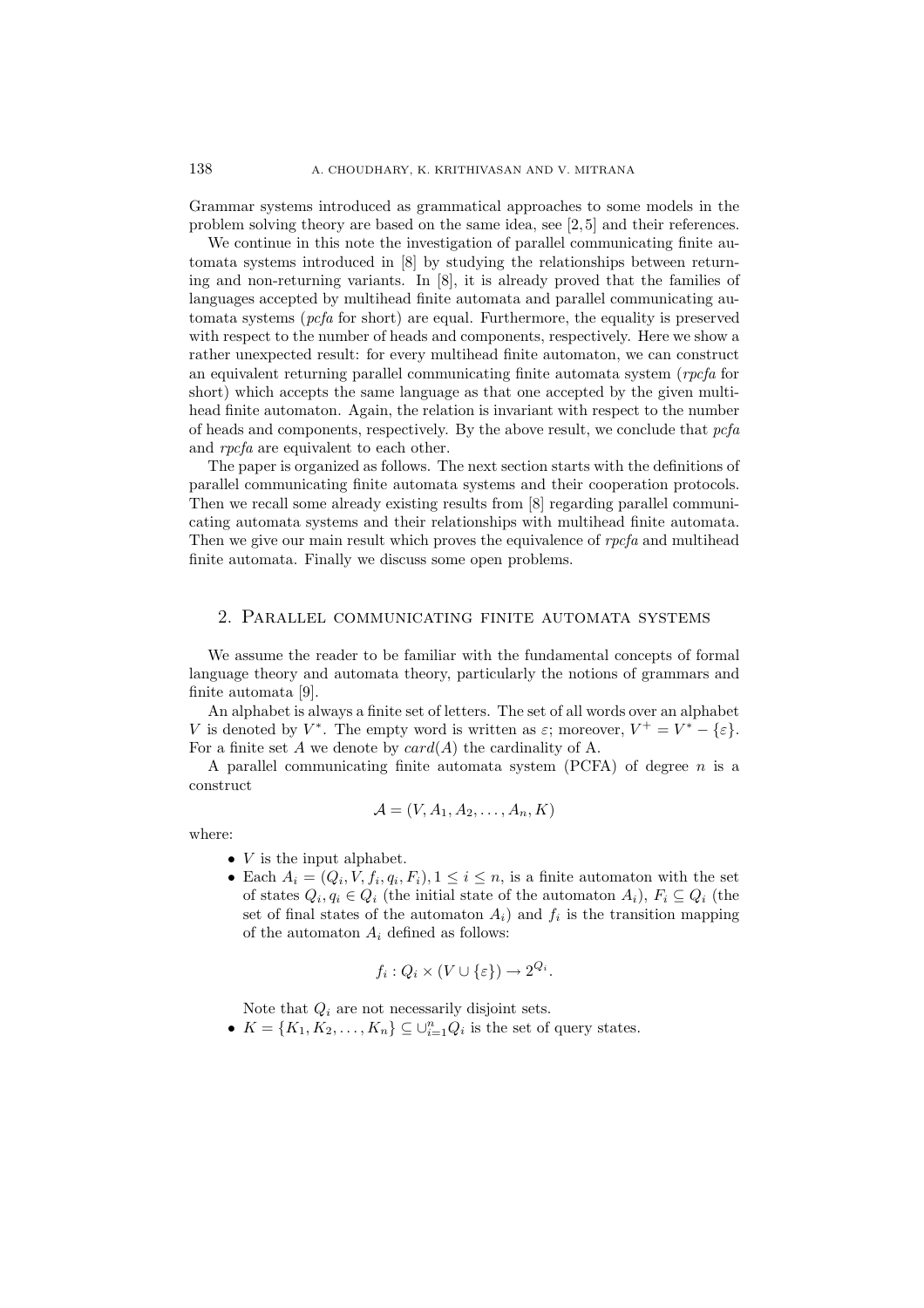Grammar systems introduced as grammatical approaches to some models in the problem solving theory are based on the same idea, see [2, 5] and their references.

We continue in this note the investigation of parallel communicating finite automata systems introduced in [8] by studying the relationships between returning and non-returning variants. In [8], it is already proved that the families of languages accepted by multihead finite automata and parallel communicating automata systems (*pcfa* for short) are equal. Furthermore, the equality is preserved with respect to the number of heads and components, respectively. Here we show a rather unexpected result: for every multihead finite automaton, we can construct an equivalent returning parallel communicating finite automata system (*rpcfa* for short) which accepts the same language as that one accepted by the given multihead finite automaton. Again, the relation is invariant with respect to the number of heads and components, respectively. By the above result, we conclude that *pcfa* and *rpcfa* are equivalent to each other.

The paper is organized as follows. The next section starts with the definitions of parallel communicating finite automata systems and their cooperation protocols. Then we recall some already existing results from [8] regarding parallel communicating automata systems and their relationships with multihead finite automata. Then we give our main result which proves the equivalence of *rpcfa* and multihead finite automata. Finally we discuss some open problems.

## 2. Parallel communicating finite automata systems

We assume the reader to be familiar with the fundamental concepts of formal language theory and automata theory, particularly the notions of grammars and finite automata [9].

An alphabet is always a finite set of letters. The set of all words over an alphabet $V$ is denoted by $V^*$. The empty word is written as $\varepsilon$; moreover, $V^+ = V^* - \{\varepsilon\}$. For a finite set $A$ we denote by $card(A)$ the cardinality of A.

A parallel communicating finite automata system (PCFA) of degree $n$ is a construct

$$\mathcal{A} = (V, A_1, A_2, \ldots, A_n, K)$$

where:

- $V$ is the input alphabet.
- Each $A_i = (Q_i, V, f_i, q_i, F_i), 1 \leq i \leq n$, is a finite automaton with the set of states $Q_i$, $q_i \in Q_i$ (the initial state of the automaton $A_i$), $F_i \subseteq Q_i$ (the set of final states of the automaton $A_i$) and $f_i$ is the transition mapping of the automaton $A_i$ defined as follows:

$$f_i : Q_i \times (V \cup \{\varepsilon\}) \to 2^{Q_i}.$$

  Note that $Q_i$ are not necessarily disjoint sets.
- $K = \{K_1, K_2, \ldots, K_n\} \subseteq \cup_{i=1}^{n} Q_i$ is the set of query states.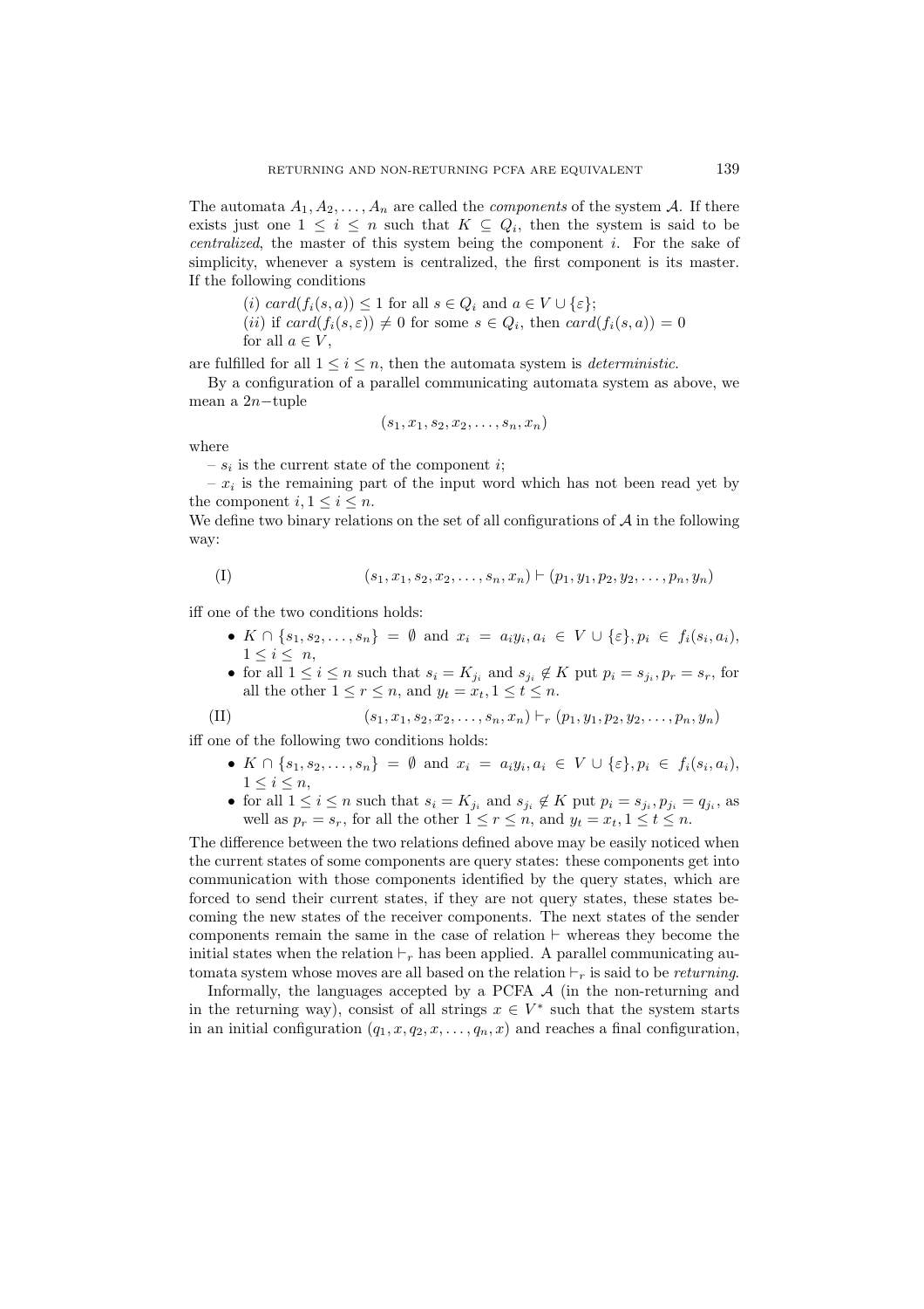The automata $A_1, A_2, \ldots, A_n$ are called the *components* of the system $\mathcal{A}$. If there exists just one $1 \leq i \leq n$ such that $K \subseteq Q_i$, then the system is said to be *centralized*, the master of this system being the component $i$. For the sake of simplicity, whenever a system is centralized, the first component is its master. If the following conditions

(*i*) $card(f_i(s, a)) \leq 1$ for all $s \in Q_i$ and $a \in V \cup \{\varepsilon\}$;
(*ii*) if $card(f_i(s, \varepsilon)) \neq 0$ for some $s \in Q_i$, then $card(f_i(s, a)) = 0$ for all $a \in V$,

are fulfilled for all $1 \leq i \leq n$, then the automata system is *deterministic*.

By a configuration of a parallel communicating automata system as above, we mean a $2n-$tuple

$$(s_1, x_1, s_2, x_2, \ldots, s_n, x_n)$$

where

– $s_i$ is the current state of the component $i$;

– $x_i$ is the remaining part of the input word which has not been read yet by the component $i, 1 \leq i \leq n$.

We define two binary relations on the set of all configurations of $\mathcal{A}$ in the following way:

$$\text{(I)} \qquad (s_1, x_1, s_2, x_2, \ldots, s_n, x_n) \vdash (p_1, y_1, p_2, y_2, \ldots, p_n, y_n)$$

iff one of the two conditions holds:

- $K \cap \{s_1, s_2, \ldots, s_n\} = \emptyset$ and $x_i = a_i y_i, a_i \in V \cup \{\varepsilon\}, p_i \in f_i(s_i, a_i)$, $1 \leq i \leq n$,
- for all $1 \leq i \leq n$ such that $s_i = K_{j_i}$ and $s_{j_i} \notin K$ put $p_i = s_{j_i}, p_r = s_r$, for all the other $1 \leq r \leq n$, and $y_t = x_t, 1 \leq t \leq n$.

$$\text{(II)} \qquad (s_1, x_1, s_2, x_2, \ldots, s_n, x_n) \vdash_r (p_1, y_1, p_2, y_2, \ldots, p_n, y_n)$$

iff one of the following two conditions holds:

- $K \cap \{s_1, s_2, \ldots, s_n\} = \emptyset$ and $x_i = a_i y_i, a_i \in V \cup \{\varepsilon\}, p_i \in f_i(s_i, a_i)$, $1 \leq i \leq n$,
- for all $1 \leq i \leq n$ such that $s_i = K_{j_i}$ and $s_{j_i} \notin K$ put $p_i = s_{j_i}, p_{j_i} = q_{j_i}$, as well as $p_r = s_r$, for all the other $1 \leq r \leq n$, and $y_t = x_t, 1 \leq t \leq n$.

The difference between the two relations defined above may be easily noticed when the current states of some components are query states: these components get into communication with those components identified by the query states, which are forced to send their current states, if they are not query states, these states becoming the new states of the receiver components. The next states of the sender components remain the same in the case of relation $\vdash$ whereas they become the initial states when the relation $\vdash_r$ has been applied. A parallel communicating automata system whose moves are all based on the relation $\vdash_r$ is said to be *returning*.

Informally, the languages accepted by a PCFA $\mathcal{A}$ (in the non-returning and in the returning way), consist of all strings $x \in V^*$ such that the system starts in an initial configuration $(q_1, x, q_2, x, \ldots, q_n, x)$ and reaches a final configuration,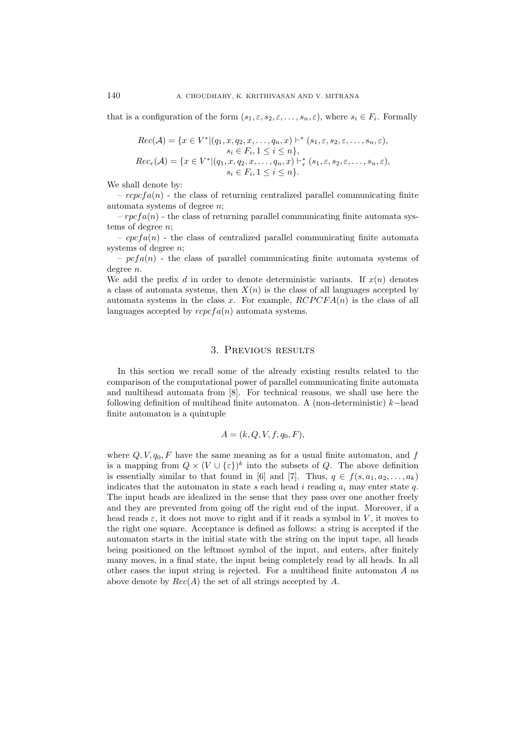that is a configuration of the form $(s_1, \varepsilon, s_2, \varepsilon, \dots, s_n, \varepsilon)$, where $s_i \in F_i$. Formally

$$
\begin{aligned}
Rec(\mathcal{A}) = \{x \in V^* | (q_1, x, q_2, x, \dots, q_n, x) \vdash^* (s_1, \varepsilon, s_2, \varepsilon, \dots, s_n, \varepsilon), \\
s_i \in F_i, 1 \leq i \leq n\}, \\
Rec_r(\mathcal{A}) = \{x \in V^* | (q_1, x, q_2, x, \dots, q_n, x) \vdash_r^* (s_1, \varepsilon, s_2, \varepsilon, \dots, s_n, \varepsilon), \\
s_i \in F_i, 1 \leq i \leq n\}.
\end{aligned}
$$

We shall denote by:

– $rcpcfa(n)$ - the class of returning centralized parallel communicating finite automata systems of degree $n$;

– $rpcfa(n)$ - the class of returning parallel communicating finite automata systems of degree $n$;

– $cpcfa(n)$ - the class of centralized parallel communicating finite automata systems of degree $n$;

– $pcfa(n)$ - the class of parallel communicating finite automata systems of degree $n$.

We add the prefix $d$ in order to denote deterministic variants. If $x(n)$ denotes a class of automata systems, then $X(n)$ is the class of all languages accepted by automata systems in the class $x$. For example, $RCPCFA(n)$ is the class of all languages accepted by $rcpcfa(n)$ automata systems.

## 3. Previous results

In this section we recall some of the already existing results related to the comparison of the computational power of parallel communicating finite automata and multihead automata from [8]. For technical reasons, we shall use here the following definition of multihead finite automaton. A (non-deterministic) $k-$head finite automaton is a quintuple

$$A = (k, Q, V, f, q_0, F),$$

where $Q, V, q_0, F$ have the same meaning as for a usual finite automaton, and $f$ is a mapping from $Q \times (V \cup \{\varepsilon\})^k$ into the subsets of $Q$. The above definition is essentially similar to that found in [6] and [7]. Thus, $q \in f(s, a_1, a_2, \dots, a_k)$ indicates that the automaton in state $s$ each head $i$ reading $a_i$ may enter state $q$. The input heads are idealized in the sense that they pass over one another freely and they are prevented from going off the right end of the input. Moreover, if a head reads $\varepsilon$, it does not move to right and if it reads a symbol in $V$, it moves to the right one square. Acceptance is defined as follows: a string is accepted if the automaton starts in the initial state with the string on the input tape, all heads being positioned on the leftmost symbol of the input, and enters, after finitely many moves, in a final state, the input being completely read by all heads. In all other cases the input string is rejected. For a multihead finite automaton $A$ as above denote by $Rec(A)$ the set of all strings accepted by $A$.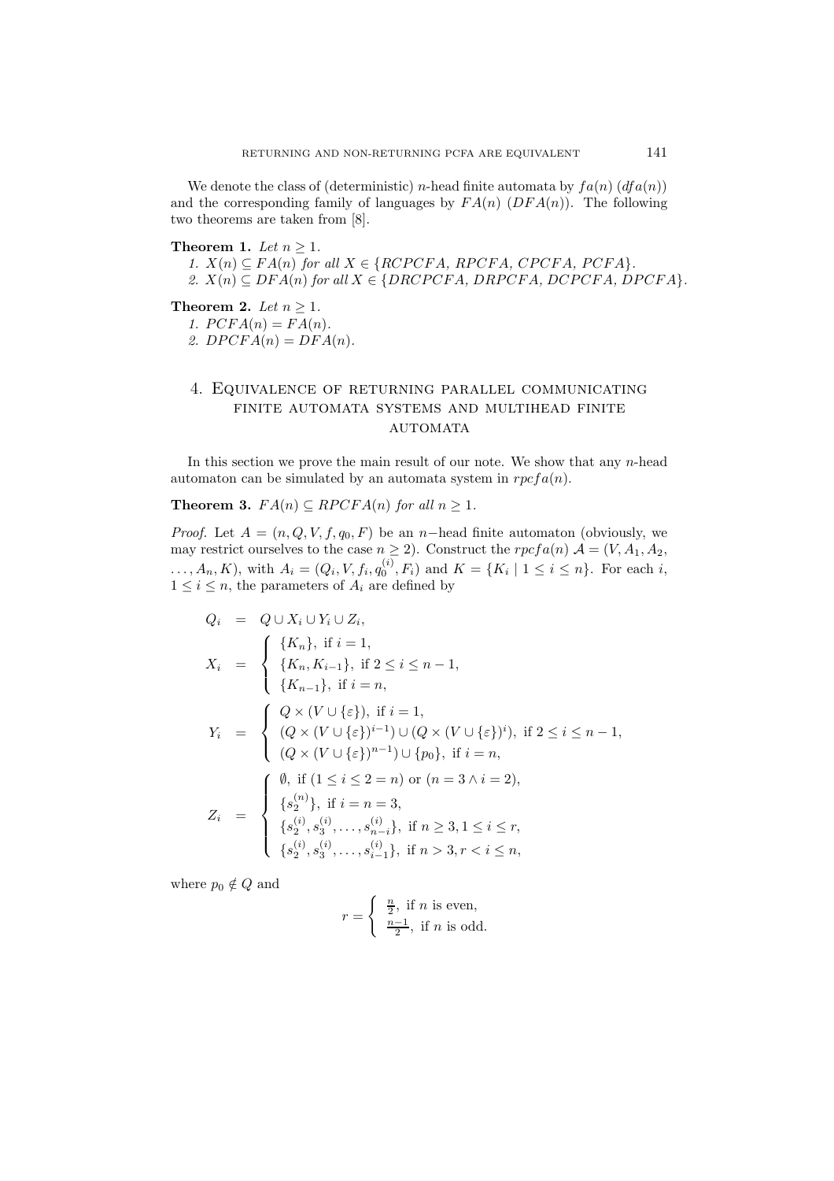We denote the class of (deterministic) $n$-head finite automata by $fa(n)$ ($dfa(n)$) and the corresponding family of languages by $FA(n)$ ($DFA(n)$). The following two theorems are taken from [8].

**Theorem 1.** *Let $n \geq 1$.*
*1. $X(n) \subseteq FA(n)$ for all $X \in \{RCPCFA, RPCFA, CPCFA, PCFA\}$.*
*2. $X(n) \subseteq DFA(n)$ for all $X \in \{DRCPCFA, DRPCFA, DCPCFA, DPCFA\}$.*

**Theorem 2.** *Let $n \geq 1$.*
*1. $PCFA(n) = FA(n)$.*
*2. $DPCFA(n) = DFA(n)$.*

## 4. Equivalence of returning parallel communicating finite automata systems and multihead finite automata

In this section we prove the main result of our note. We show that any $n$-head automaton can be simulated by an automata system in $rpcfa(n)$.

**Theorem 3.** *$FA(n) \subseteq RPCFA(n)$ for all $n \geq 1$.*

*Proof.* Let $A = (n, Q, V, f, q_0, F)$ be an $n-$head finite automaton (obviously, we may restrict ourselves to the case $n \geq 2$). Construct the $rpcfa(n)$ $\mathcal{A} = (V, A_1, A_2, \ldots, A_n, K)$, with $A_i = (Q_i, V, f_i, q_0^{(i)}, F_i)$ and $K = \{K_i \mid 1 \leq i \leq n\}$. For each $i$, $1 \leq i \leq n$, the parameters of $A_i$ are defined by

$$
\begin{aligned}
Q_i &= Q \cup X_i \cup Y_i \cup Z_i, \\
X_i &= \begin{cases} \{K_n\}, \text{ if } i = 1, \\ \{K_n, K_{i-1}\}, \text{ if } 2 \leq i \leq n-1, \\ \{K_{n-1}\}, \text{ if } i = n, \end{cases} \\
Y_i &= \begin{cases} Q \times (V \cup \{\varepsilon\}), \text{ if } i = 1, \\ (Q \times (V \cup \{\varepsilon\})^{i-1}) \cup (Q \times (V \cup \{\varepsilon\})^{i}), \text{ if } 2 \leq i \leq n-1, \\ (Q \times (V \cup \{\varepsilon\})^{n-1}) \cup \{p_0\}, \text{ if } i = n, \end{cases} \\
Z_i &= \begin{cases} \emptyset, \text{ if } (1 \leq i \leq 2 = n) \text{ or } (n = 3 \wedge i = 2), \\ \{s_2^{(n)}\}, \text{ if } i = n = 3, \\ \{s_2^{(i)}, s_3^{(i)}, \ldots, s_{n-i}^{(i)}\}, \text{ if } n \geq 3, 1 \leq i \leq r, \\ \{s_2^{(i)}, s_3^{(i)}, \ldots, s_{i-1}^{(i)}\}, \text{ if } n > 3, r < i \leq n, \end{cases}
\end{aligned}
$$

where $p_0 \notin Q$ and

$$
r = \begin{cases} \frac{n}{2}, \text{ if } n \text{ is even}, \\ \frac{n-1}{2}, \text{ if } n \text{ is odd}. \end{cases}
$$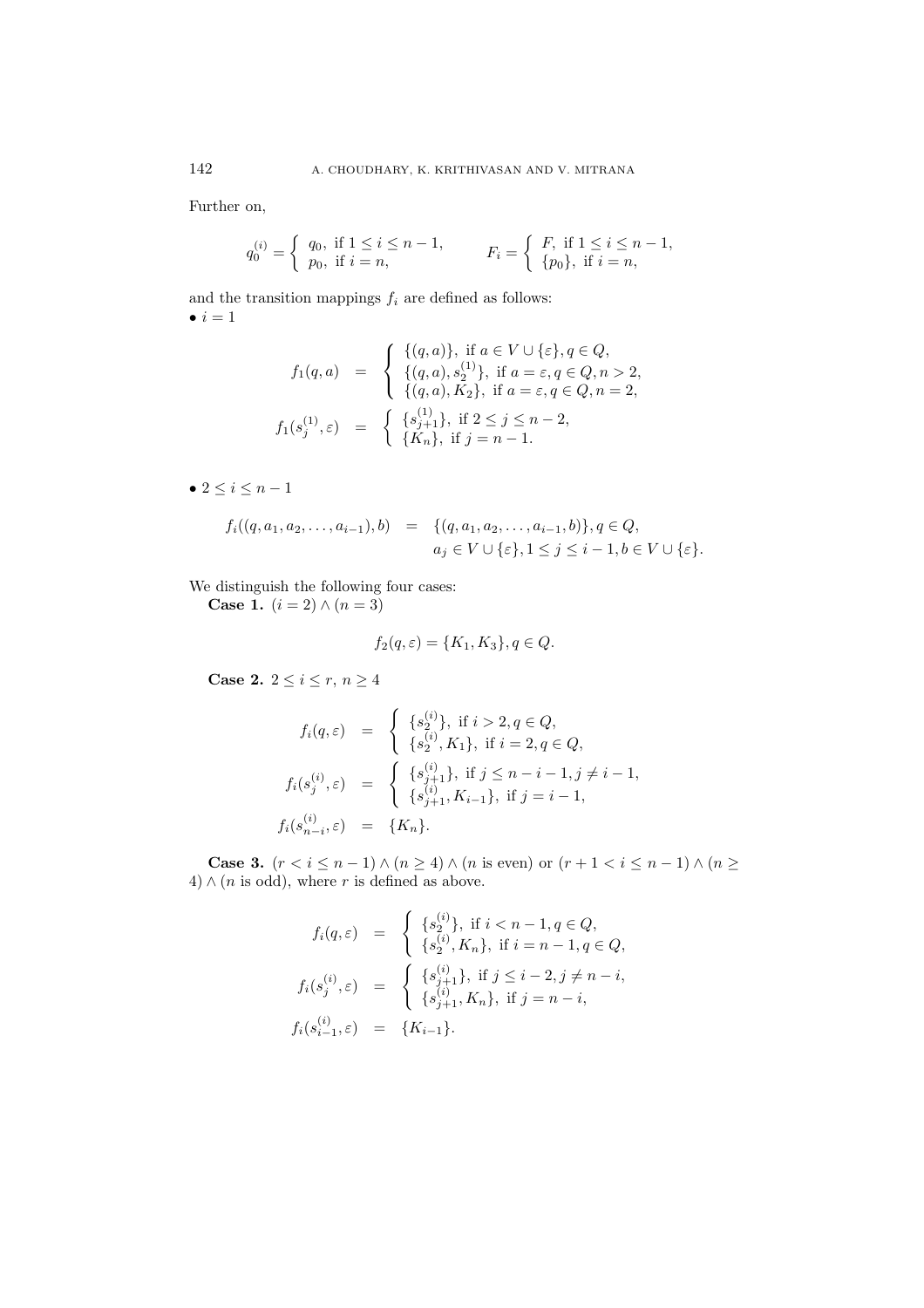Further on,

$$q_0^{(i)} = \begin{cases} q_0, \text{ if } 1 \le i \le n-1, \\ p_0, \text{ if } i = n, \end{cases} \qquad F_i = \begin{cases} F, \text{ if } 1 \le i \le n-1, \\ \{p_0\}, \text{ if } i = n, \end{cases}$$

and the transition mappings $f_i$ are defined as follows:

- $i = 1$

$$\begin{aligned} f_1(q,a) &= \begin{cases} \{(q,a)\}, \text{ if } a \in V \cup \{\varepsilon\}, q \in Q, \\ \{(q,a), s_2^{(1)}\}, \text{ if } a = \varepsilon, q \in Q, n > 2, \\ \{(q,a), K_2\}, \text{ if } a = \varepsilon, q \in Q, n = 2, \end{cases} \\ f_1(s_j^{(1)}, \varepsilon) &= \begin{cases} \{s_{j+1}^{(1)}\}, \text{ if } 2 \le j \le n-2, \\ \{K_n\}, \text{ if } j = n-1. \end{cases} \end{aligned}$$

- $2 \le i \le n-1$

$$\begin{aligned} f_i((q,a_1,a_2,\ldots,a_{i-1}),b) &= \{(q,a_1,a_2,\ldots,a_{i-1},b)\}, q \in Q, \\ & \quad a_j \in V \cup \{\varepsilon\}, 1 \le j \le i-1, b \in V \cup \{\varepsilon\}. \end{aligned}$$

We distinguish the following four cases:

**Case 1.** $(i = 2) \wedge (n = 3)$

$$f_2(q,\varepsilon) = \{K_1, K_3\}, q \in Q.$$

**Case 2.** $2 \le i \le r$, $n \ge 4$

$$\begin{aligned} f_i(q,\varepsilon) &= \begin{cases} \{s_2^{(i)}\}, \text{ if } i > 2, q \in Q, \\ \{s_2^{(i)}, K_1\}, \text{ if } i = 2, q \in Q, \end{cases} \\ f_i(s_j^{(i)},\varepsilon) &= \begin{cases} \{s_{j+1}^{(i)}\}, \text{ if } j \le n-i-1, j \ne i-1, \\ \{s_{j+1}^{(i)}, K_{i-1}\}, \text{ if } j = i-1, \end{cases} \\ f_i(s_{n-i}^{(i)},\varepsilon) &= \{K_n\}. \end{aligned}$$

**Case 3.** $(r < i \le n-1) \wedge (n \ge 4) \wedge (n \text{ is even})$ or $(r+1 < i \le n-1) \wedge (n \ge 4) \wedge (n \text{ is odd})$, where $r$ is defined as above.

$$\begin{aligned} f_i(q,\varepsilon) &= \begin{cases} \{s_2^{(i)}\}, \text{ if } i < n-1, q \in Q, \\ \{s_2^{(i)}, K_n\}, \text{ if } i = n-1, q \in Q, \end{cases} \\ f_i(s_j^{(i)},\varepsilon) &= \begin{cases} \{s_{j+1}^{(i)}\}, \text{ if } j \le i-2, j \ne n-i, \\ \{s_{j+1}^{(i)}, K_n\}, \text{ if } j = n-i, \end{cases} \\ f_i(s_{i-1}^{(i)},\varepsilon) &= \{K_{i-1}\}. \end{aligned}$$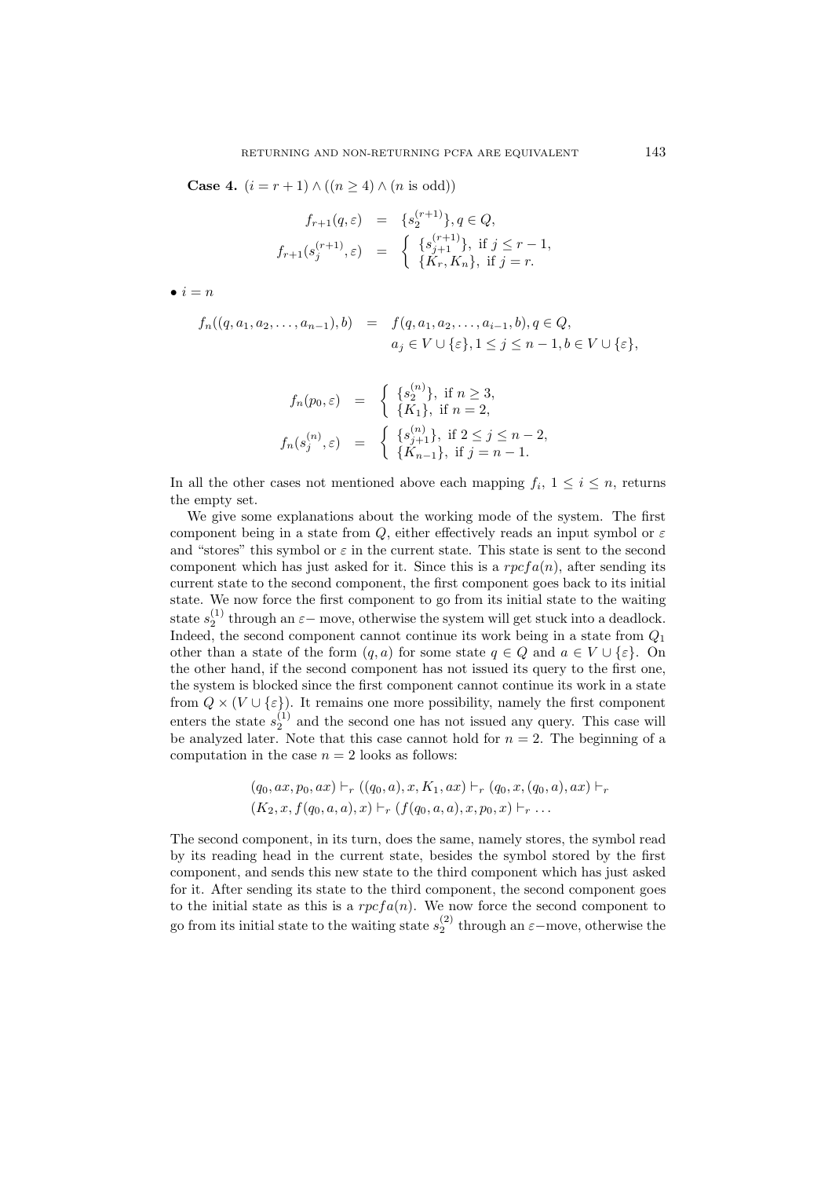**Case 4.** $(i = r+1) \wedge ((n \geq 4) \wedge (n \text{ is odd}))$

$$\begin{aligned} f_{r+1}(q, \varepsilon) &= \{s_2^{(r+1)}\}, q \in Q, \\ f_{r+1}(s_j^{(r+1)}, \varepsilon) &= \begin{cases} \{s_{j+1}^{(r+1)}\}, \text{ if } j \leq r-1, \\ \{K_r, K_n\}, \text{ if } j = r. \end{cases} \end{aligned}$$

• $i = n$

$$\begin{aligned} f_n((q, a_1, a_2, \ldots, a_{n-1}), b) &= f(q, a_1, a_2, \ldots, a_{i-1}, b), q \in Q, \\ & \quad a_j \in V \cup \{\varepsilon\}, 1 \leq j \leq n-1, b \in V \cup \{\varepsilon\}, \end{aligned}$$

$$\begin{aligned} f_n(p_0, \varepsilon) &= \begin{cases} \{s_2^{(n)}\}, \text{ if } n \geq 3, \\ \{K_1\}, \text{ if } n = 2, \end{cases} \\ f_n(s_j^{(n)}, \varepsilon) &= \begin{cases} \{s_{j+1}^{(n)}\}, \text{ if } 2 \leq j \leq n-2, \\ \{K_{n-1}\}, \text{ if } j = n-1. \end{cases} \end{aligned}$$

In all the other cases not mentioned above each mapping $f_i$, $1 \leq i \leq n$, returns the empty set.

We give some explanations about the working mode of the system. The first component being in a state from $Q$, either effectively reads an input symbol or $\varepsilon$ and "stores" this symbol or $\varepsilon$ in the current state. This state is sent to the second component which has just asked for it. Since this is a $rpcfa(n)$, after sending its current state to the second component, the first component goes back to its initial state. We now force the first component to go from its initial state to the waiting state $s_2^{(1)}$ through an $\varepsilon-$ move, otherwise the system will get stuck into a deadlock. Indeed, the second component cannot continue its work being in a state from $Q_1$ other than a state of the form $(q, a)$ for some state $q \in Q$ and $a \in V \cup \{\varepsilon\}$. On the other hand, if the second component has not issued its query to the first one, the system is blocked since the first component cannot continue its work in a state from $Q \times (V \cup \{\varepsilon\})$. It remains one more possibility, namely the first component enters the state $s_2^{(1)}$ and the second one has not issued any query. This case will be analyzed later. Note that this case cannot hold for $n = 2$. The beginning of a computation in the case $n = 2$ looks as follows:

$$\begin{aligned} &(q_0, ax, p_0, ax) \vdash_r ((q_0, a), x, K_1, ax) \vdash_r (q_0, x, (q_0, a), ax) \vdash_r \\ &(K_2, x, f(q_0, a, a), x) \vdash_r (f(q_0, a, a), x, p_0, x) \vdash_r \ldots \end{aligned}$$

The second component, in its turn, does the same, namely stores, the symbol read by its reading head in the current state, besides the symbol stored by the first component, and sends this new state to the third component which has just asked for it. After sending its state to the third component, the second component goes to the initial state as this is a $rpcfa(n)$. We now force the second component to go from its initial state to the waiting state $s_2^{(2)}$ through an $\varepsilon-$move, otherwise the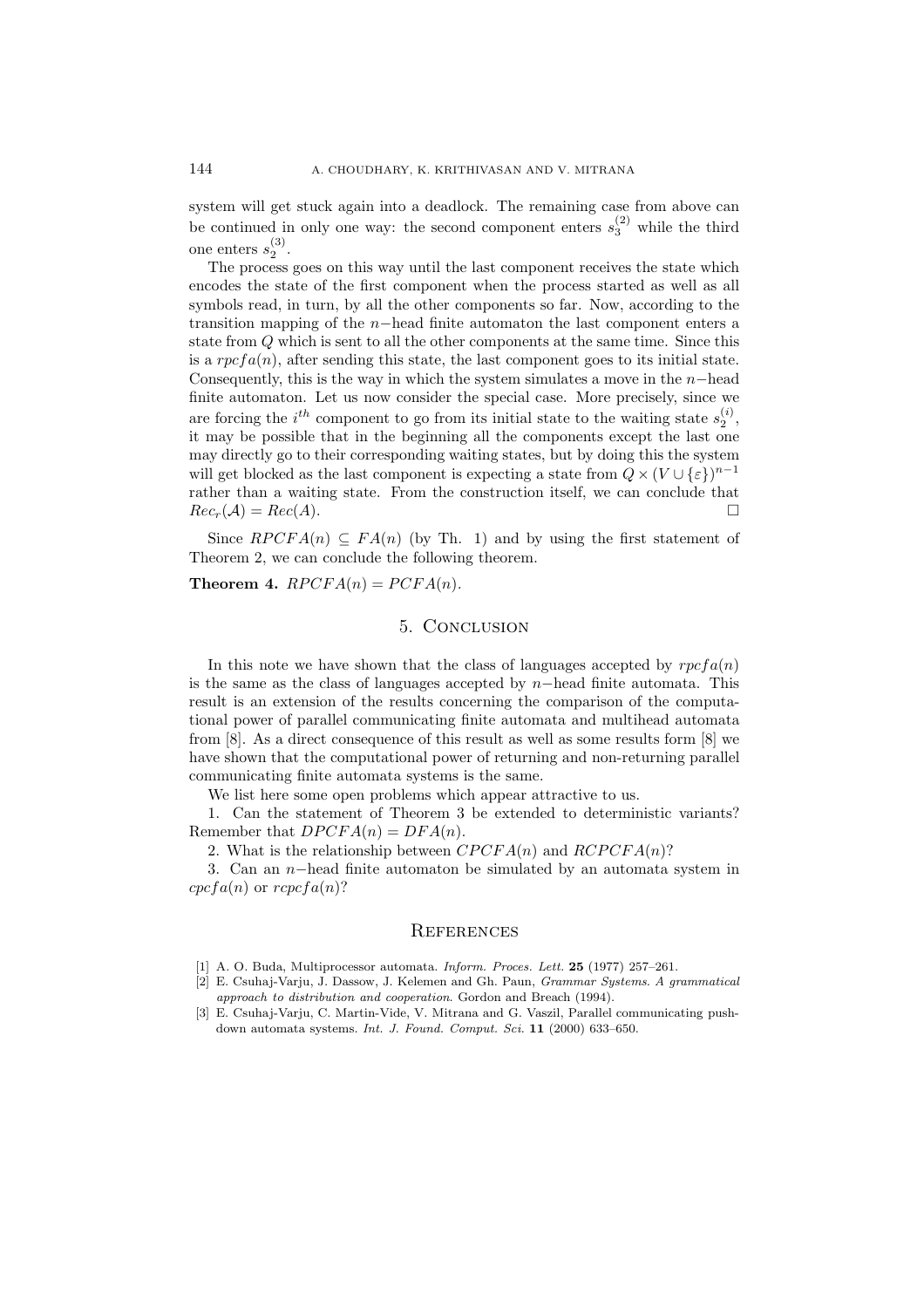system will get stuck again into a deadlock. The remaining case from above can be continued in only one way: the second component enters $s_3^{(2)}$ while the third one enters $s_2^{(3)}$.

The process goes on this way until the last component receives the state which encodes the state of the first component when the process started as well as all symbols read, in turn, by all the other components so far. Now, according to the transition mapping of the $n-$head finite automaton the last component enters a state from $Q$ which is sent to all the other components at the same time. Since this is a $rpcfa(n)$, after sending this state, the last component goes to its initial state. Consequently, this is the way in which the system simulates a move in the $n-$head finite automaton. Let us now consider the special case. More precisely, since we are forcing the $i^{th}$ component to go from its initial state to the waiting state $s_2^{(i)}$, it may be possible that in the beginning all the components except the last one may directly go to their corresponding waiting states, but by doing this the system will get blocked as the last component is expecting a state from $Q \times (V \cup \{\varepsilon\})^{n-1}$ rather than a waiting state. From the construction itself, we can conclude that $Rec_r(\mathcal{A}) = Rec(A)$. □

Since $RPCFA(n) \subseteq FA(n)$ (by Th. 1) and by using the first statement of Theorem 2, we can conclude the following theorem.

**Theorem 4.** $RPCFA(n) = PCFA(n)$.

## 5. Conclusion

In this note we have shown that the class of languages accepted by $rpcfa(n)$ is the same as the class of languages accepted by $n-$head finite automata. This result is an extension of the results concerning the comparison of the computational power of parallel communicating finite automata and multihead automata from [8]. As a direct consequence of this result as well as some results form [8] we have shown that the computational power of returning and non-returning parallel communicating finite automata systems is the same.

We list here some open problems which appear attractive to us.

1. Can the statement of Theorem 3 be extended to deterministic variants? Remember that $DPCFA(n) = DFA(n)$.

2. What is the relationship between $CPCFA(n)$ and $RCPCFA(n)$?

3. Can an $n-$head finite automaton be simulated by an automata system in $cpcfa(n)$ or $rcpcfa(n)$?

## References

[1] A. O. Buda, Multiprocessor automata. *Inform. Proces. Lett.* **25** (1977) 257–261.

[2] E. Csuhaj-Varju, J. Dassow, J. Kelemen and Gh. Paun, *Grammar Systems. A grammatical approach to distribution and cooperation*. Gordon and Breach (1994).

[3] E. Csuhaj-Varju, C. Martin-Vide, V. Mitrana and G. Vaszil, Parallel communicating pushdown automata systems. *Int. J. Found. Comput. Sci.* **11** (2000) 633–650.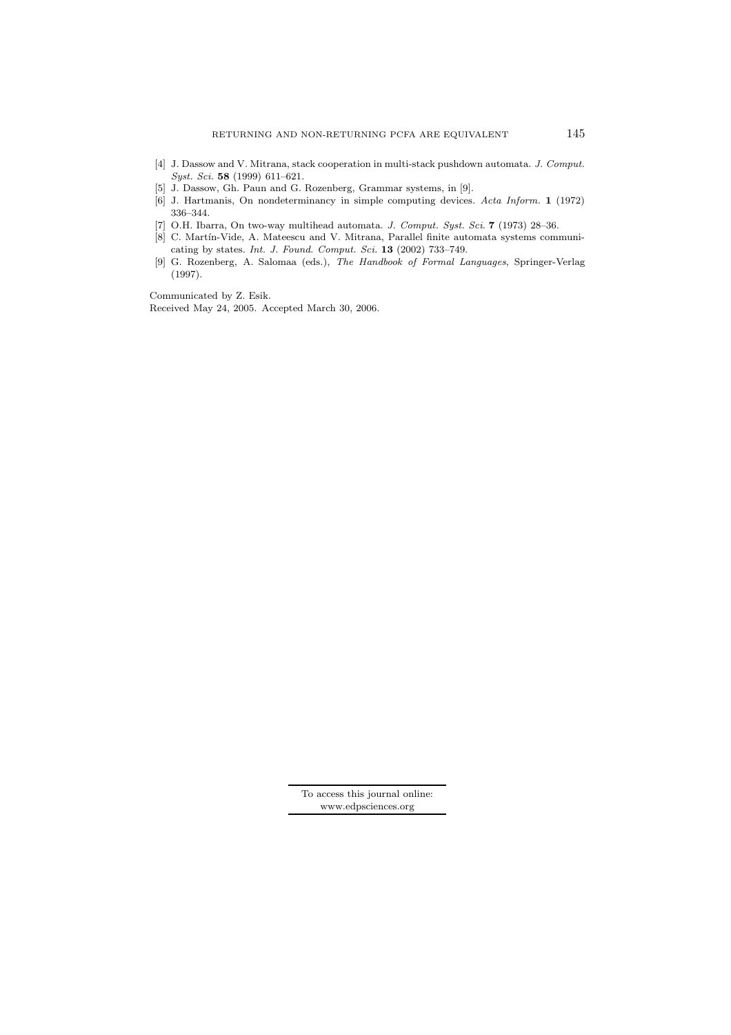[4] J. Dassow and V. Mitrana, stack cooperation in multi-stack pushdown automata. *J. Comput. Syst. Sci.* **58** (1999) 611–621.

[5] J. Dassow, Gh. Paun and G. Rozenberg, Grammar systems, in [9].

[6] J. Hartmanis, On nondeterminancy in simple computing devices. *Acta Inform.* **1** (1972) 336–344.

[7] O.H. Ibarra, On two-way multihead automata. *J. Comput. Syst. Sci.* **7** (1973) 28–36.

[8] C. Martín-Vide, A. Mateescu and V. Mitrana, Parallel finite automata systems communicating by states. *Int. J. Found. Comput. Sci.* **13** (2002) 733–749.

[9] G. Rozenberg, A. Salomaa (eds.), *The Handbook of Formal Languages*, Springer-Verlag (1997).

Communicated by Z. Esik.

Received May 24, 2005. Accepted March 30, 2006.

To access this journal online:
www.edpsciences.org